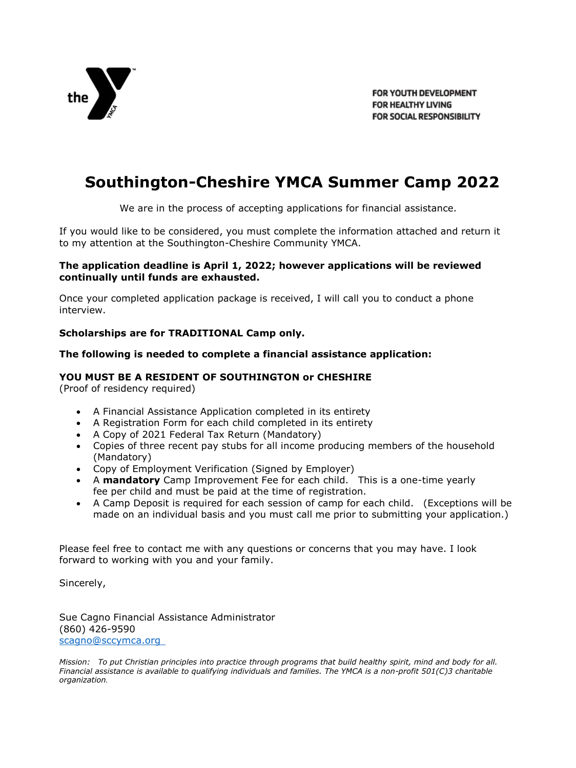the YMCA

FOR YOUTH DEVELOPMENT
FOR HEALTHY LIVING
FOR SOCIAL RESPONSIBILITY

# Southington-Cheshire YMCA Summer Camp 2022

We are in the process of accepting applications for financial assistance.

If you would like to be considered, you must complete the information attached and return it to my attention at the Southington-Cheshire Community YMCA.

**The application deadline is April 1, 2022; however applications will be reviewed continually until funds are exhausted.**

Once your completed application package is received, I will call you to conduct a phone interview.

**Scholarships are for TRADITIONAL Camp only.**

**The following is needed to complete a financial assistance application:**

**YOU MUST BE A RESIDENT OF SOUTHINGTON or CHESHIRE**
(Proof of residency required)

- A Financial Assistance Application completed in its entirety
- A Registration Form for each child completed in its entirety
- A Copy of 2021 Federal Tax Return (Mandatory)
- Copies of three recent pay stubs for all income producing members of the household (Mandatory)
- Copy of Employment Verification (Signed by Employer)
- A **mandatory** Camp Improvement Fee for each child. This is a one-time yearly fee per child and must be paid at the time of registration.
- A Camp Deposit is required for each session of camp for each child. (Exceptions will be made on an individual basis and you must call me prior to submitting your application.)

Please feel free to contact me with any questions or concerns that you may have. I look forward to working with you and your family.

Sincerely,

Sue Cagno Financial Assistance Administrator
(860) 426-9590
scagno@sccymca.org

*Mission: To put Christian principles into practice through programs that build healthy spirit, mind and body for all. Financial assistance is available to qualifying individuals and families. The YMCA is a non-profit 501(C)3 charitable organization.*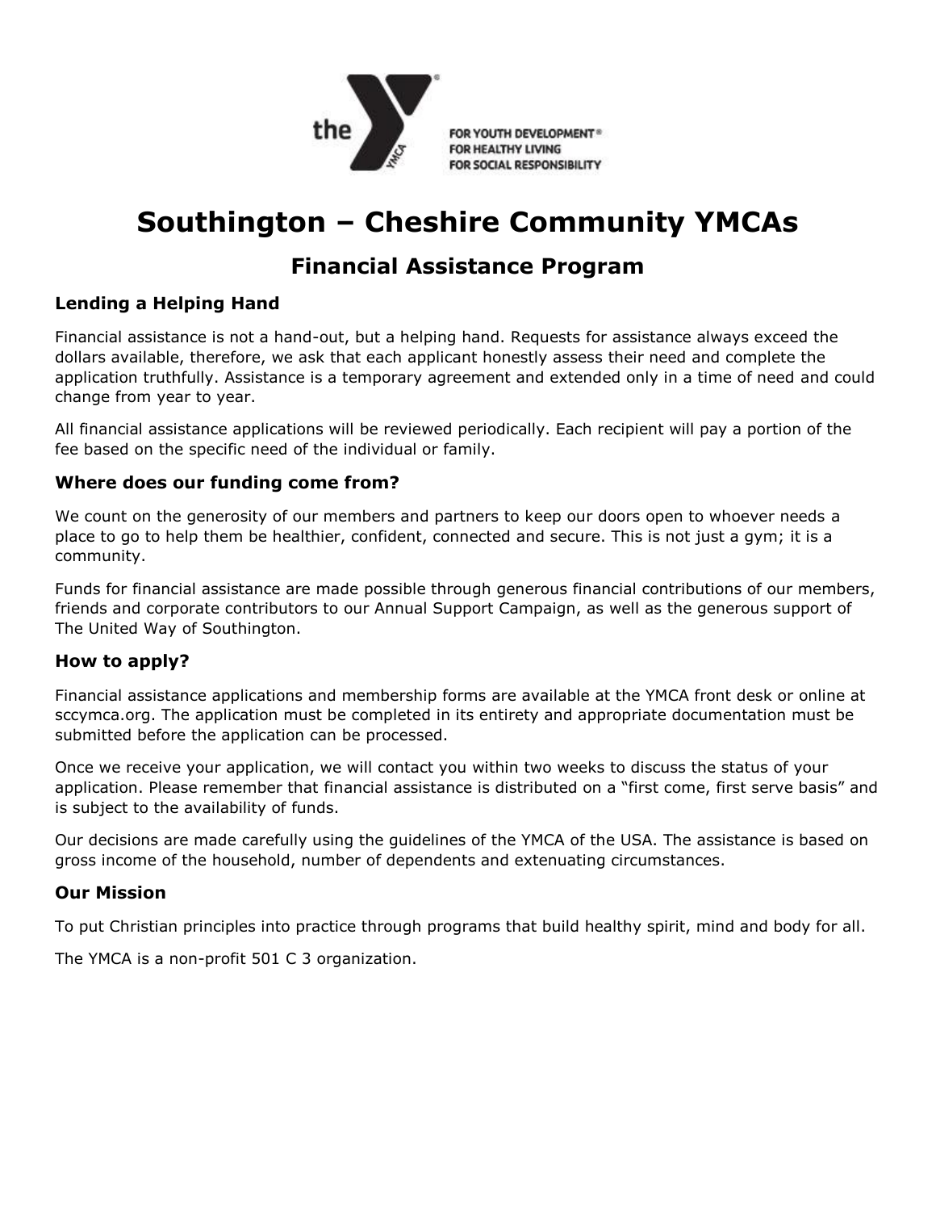# Southington – Cheshire Community YMCAs

## Financial Assistance Program

### Lending a Helping Hand

Financial assistance is not a hand-out, but a helping hand. Requests for assistance always exceed the dollars available, therefore, we ask that each applicant honestly assess their need and complete the application truthfully. Assistance is a temporary agreement and extended only in a time of need and could change from year to year.

All financial assistance applications will be reviewed periodically. Each recipient will pay a portion of the fee based on the specific need of the individual or family.

### Where does our funding come from?

We count on the generosity of our members and partners to keep our doors open to whoever needs a place to go to help them be healthier, confident, connected and secure. This is not just a gym; it is a community.

Funds for financial assistance are made possible through generous financial contributions of our members, friends and corporate contributors to our Annual Support Campaign, as well as the generous support of The United Way of Southington.

### How to apply?

Financial assistance applications and membership forms are available at the YMCA front desk or online at sccymca.org. The application must be completed in its entirety and appropriate documentation must be submitted before the application can be processed.

Once we receive your application, we will contact you within two weeks to discuss the status of your application. Please remember that financial assistance is distributed on a "first come, first serve basis" and is subject to the availability of funds.

Our decisions are made carefully using the guidelines of the YMCA of the USA. The assistance is based on gross income of the household, number of dependents and extenuating circumstances.

### Our Mission

To put Christian principles into practice through programs that build healthy spirit, mind and body for all.

The YMCA is a non-profit 501 C 3 organization.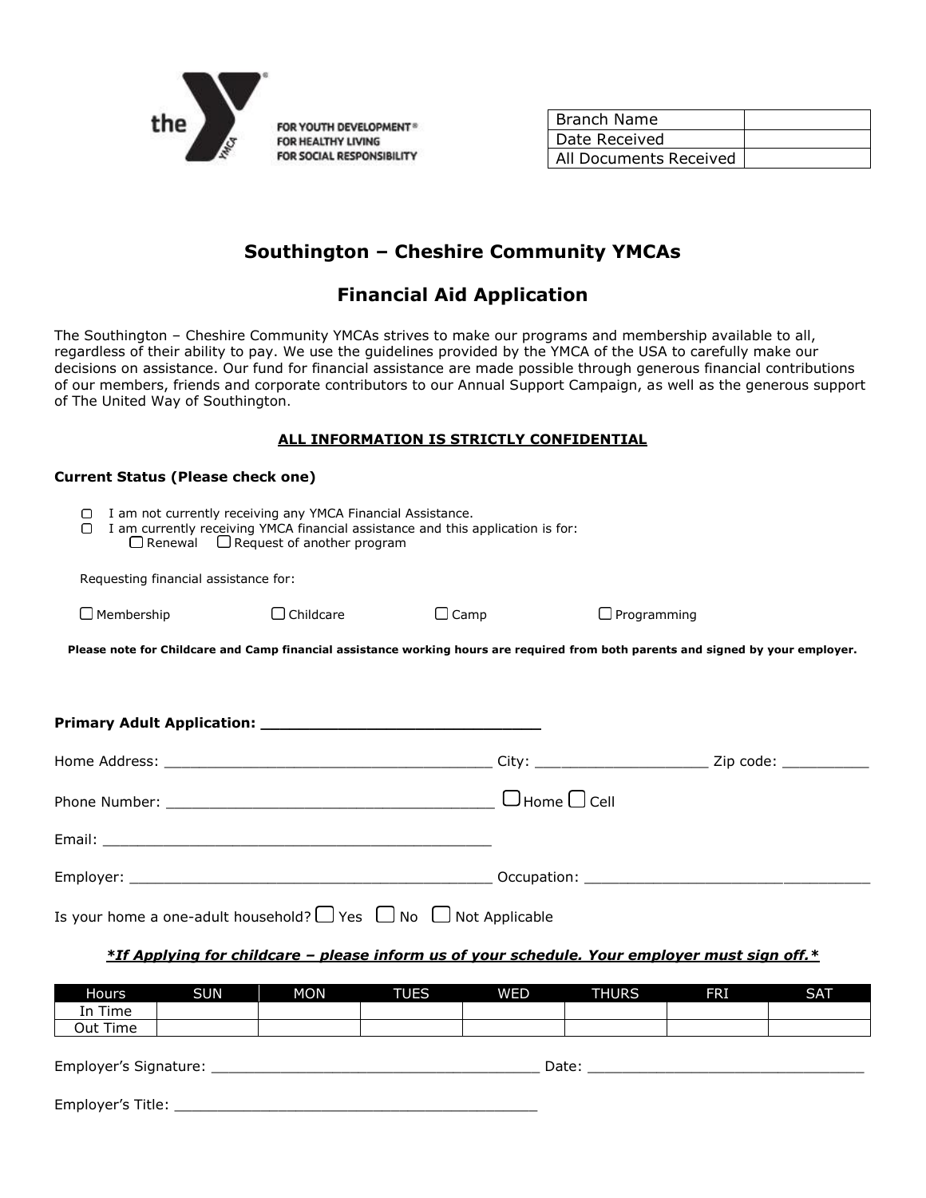the Y — FOR YOUTH DEVELOPMENT® FOR HEALTHY LIVING FOR SOCIAL RESPONSIBILITY

| Branch Name | |
|---|---|
| Date Received | |
| All Documents Received | |

# Southington – Cheshire Community YMCAs

## Financial Aid Application

The Southington – Cheshire Community YMCAs strives to make our programs and membership available to all, regardless of their ability to pay. We use the guidelines provided by the YMCA of the USA to carefully make our decisions on assistance. Our fund for financial assistance are made possible through generous financial contributions of our members, friends and corporate contributors to our Annual Support Campaign, as well as the generous support of The United Way of Southington.

**ALL INFORMATION IS STRICTLY CONFIDENTIAL**

**Current Status (Please check one)**

- ☐ I am not currently receiving any YMCA Financial Assistance.
- ☐ I am currently receiving YMCA financial assistance and this application is for:
  ☐ Renewal ☐ Request of another program

Requesting financial assistance for:

☐ Membership ☐ Childcare ☐ Camp ☐ Programming

**Please note for Childcare and Camp financial assistance working hours are required from both parents and signed by your employer.**

**Primary Adult Application: ______________________________**

Home Address: ____________________________________ City: ____________________ Zip code: __________

Phone Number: ____________________________________ ☐ Home ☐ Cell

Email: ____________________________________________

Employer: ________________________________________ Occupation: ______________________________

Is your home a one-adult household? ☐ Yes ☐ No ☐ Not Applicable

***If Applying for childcare – please inform us of your schedule. Your employer must sign off.***

| Hours | SUN | MON | TUES | WED | THURS | FRI | SAT |
|---|---|---|---|---|---|---|---|
| In Time | | | | | | | |
| Out Time | | | | | | | |

Employer's Signature: ____________________________________ Date: ______________________________

Employer's Title: ________________________________________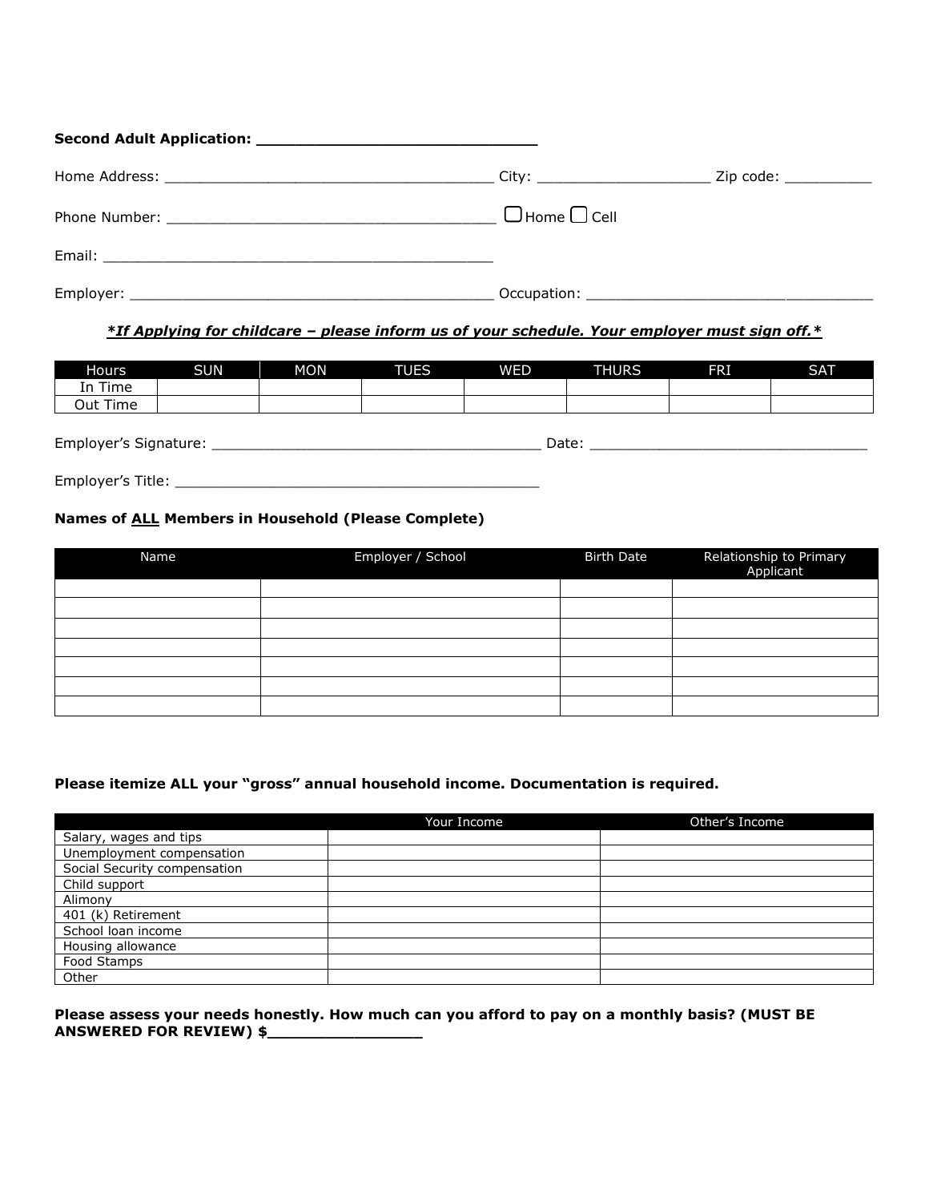**Second Adult Application: _______________________________**

Home Address: _______________________________________ City: ____________________ Zip code: __________

Phone Number: _____________________________________ ☐ Home ☐ Cell

Email: ____________________________________________

Employer: __________________________________________ Occupation: __________________________________

***If Applying for childcare – please inform us of your schedule. Your employer must sign off.***

| Hours | SUN | MON | TUES | WED | THURS | FRI | SAT |
|---|---|---|---|---|---|---|---|
| In Time | | | | | | | |
| Out Time | | | | | | | |

Employer's Signature: ______________________________________ Date: ________________________________

Employer's Title: ___________________________________________

**Names of ALL Members in Household (Please Complete)**

| Name | Employer / School | Birth Date | Relationship to Primary Applicant |
|---|---|---|---|
| | | | |
| | | | |
| | | | |
| | | | |
| | | | |
| | | | |
| | | | |

**Please itemize ALL your "gross" annual household income. Documentation is required.**

| | Your Income | Other's Income |
|---|---|---|
| Salary, wages and tips | | |
| Unemployment compensation | | |
| Social Security compensation | | |
| Child support | | |
| Alimony | | |
| 401 (k) Retirement | | |
| School loan income | | |
| Housing allowance | | |
| Food Stamps | | |
| Other | | |

**Please assess your needs honestly. How much can you afford to pay on a monthly basis? (MUST BE ANSWERED FOR REVIEW) $________________**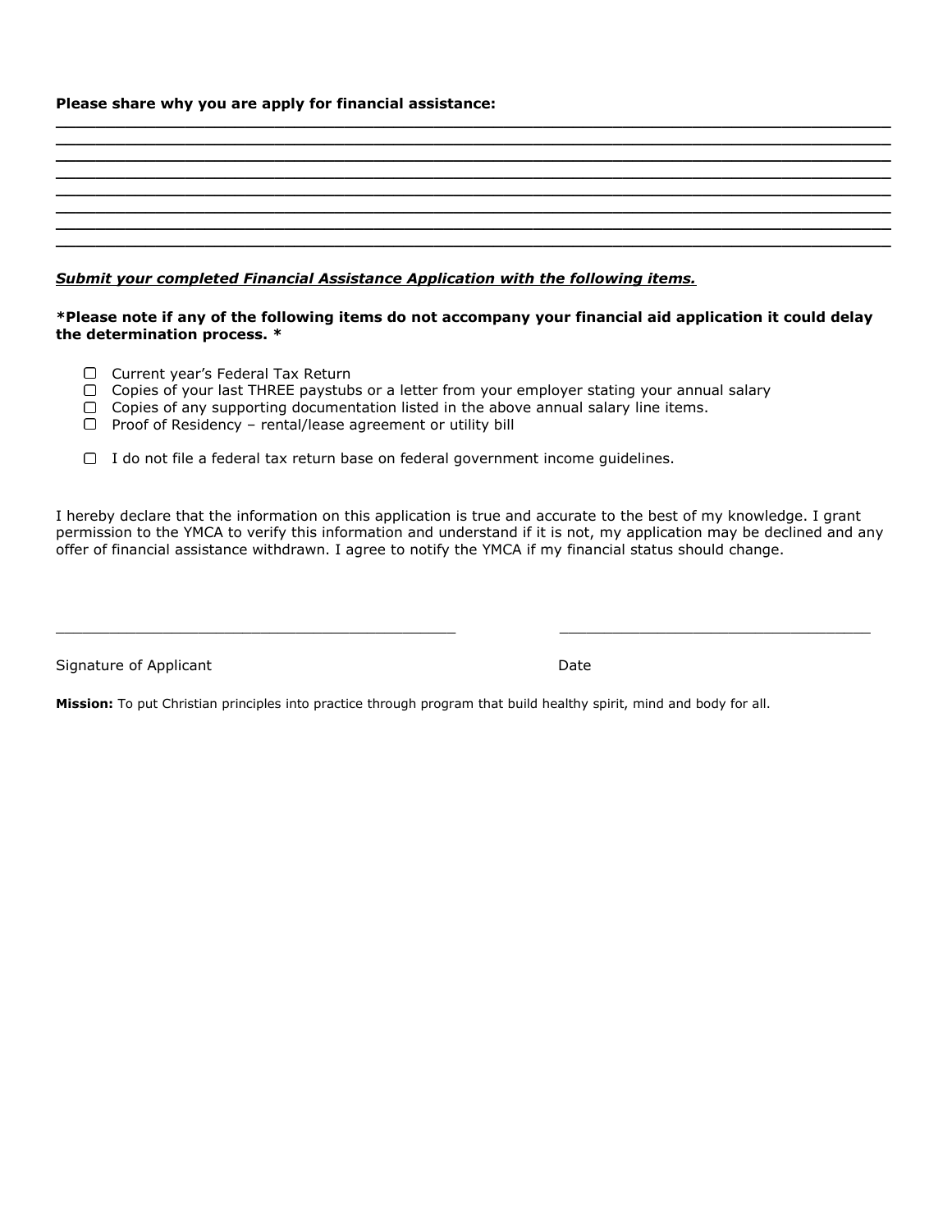**Please share why you are apply for financial assistance:**

________________________________________________________________________________
________________________________________________________________________________
________________________________________________________________________________
________________________________________________________________________________
________________________________________________________________________________
________________________________________________________________________________
________________________________________________________________________________
________________________________________________________________________________

***Submit your completed Financial Assistance Application with the following items.***

**\*Please note if any of the following items do not accompany your financial aid application it could delay the determination process. \***

- ☐ Current year's Federal Tax Return
- ☐ Copies of your last THREE paystubs or a letter from your employer stating your annual salary
- ☐ Copies of any supporting documentation listed in the above annual salary line items.
- ☐ Proof of Residency – rental/lease agreement or utility bill

- ☐ I do not file a federal tax return base on federal government income guidelines.

I hereby declare that the information on this application is true and accurate to the best of my knowledge. I grant permission to the YMCA to verify this information and understand if it is not, my application may be declined and any offer of financial assistance withdrawn. I agree to notify the YMCA if my financial status should change.

_____________________________________________ &nbsp;&nbsp;&nbsp;&nbsp;&nbsp;&nbsp;&nbsp;&nbsp; ___________________________________

Signature of Applicant &nbsp;&nbsp;&nbsp;&nbsp;&nbsp;&nbsp;&nbsp;&nbsp;&nbsp;&nbsp;&nbsp;&nbsp;&nbsp;&nbsp;&nbsp;&nbsp;&nbsp;&nbsp;&nbsp;&nbsp;&nbsp;&nbsp;&nbsp;&nbsp;&nbsp;&nbsp;&nbsp;&nbsp;&nbsp;&nbsp;&nbsp;&nbsp; Date

**Mission:** To put Christian principles into practice through program that build healthy spirit, mind and body for all.